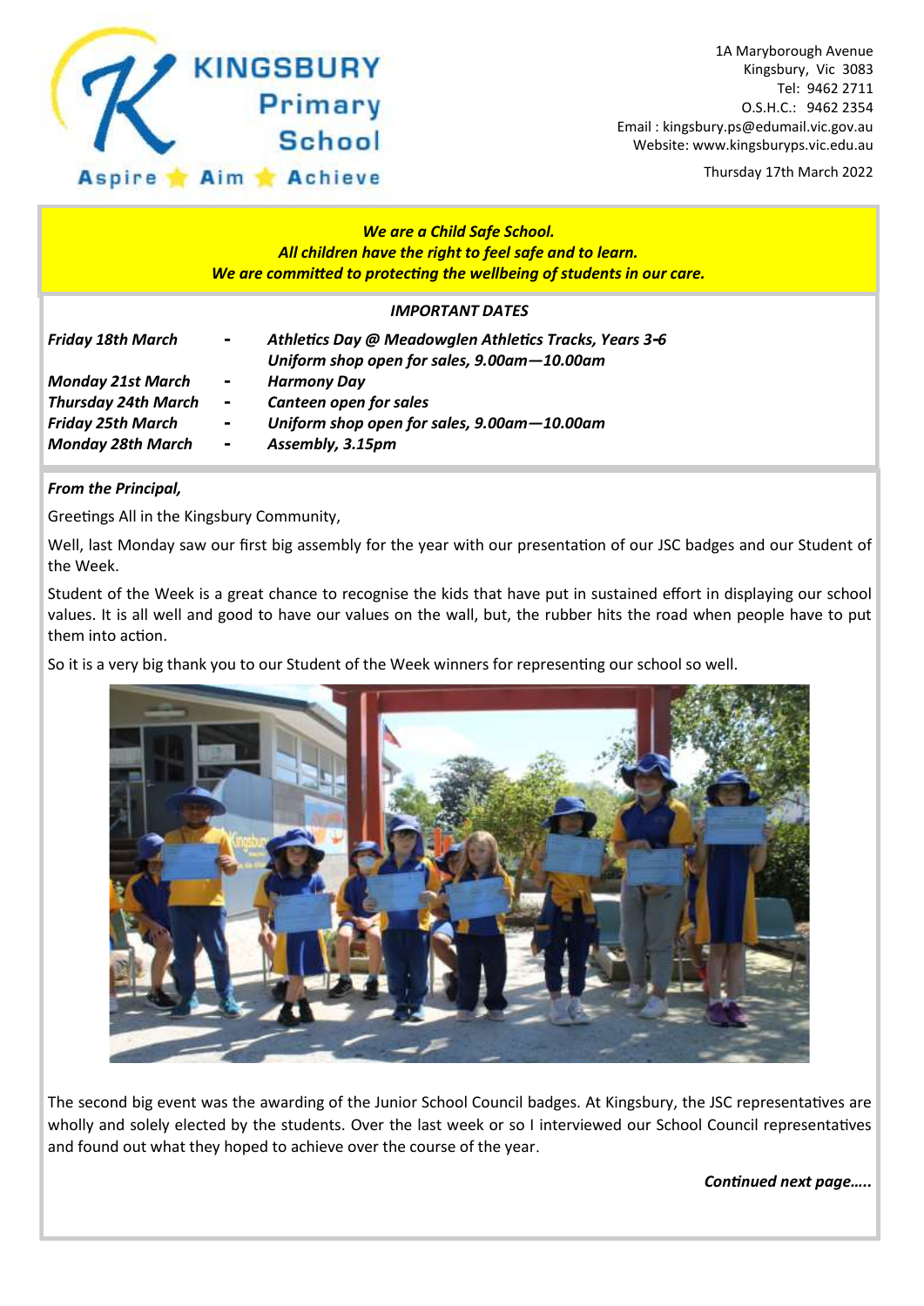# KINGSBURY Primary School

**Aspire ★ Aim ★ Achieve**

1A Maryborough Avenue
Kingsbury, Vic 3083
Tel: 9462 2711
O.S.H.C.: 9462 2354
Email : kingsbury.ps@edumail.vic.gov.au
Website: www.kingsburyps.vic.edu.au

Thursday 17th March 2022

***We are a Child Safe School.***
***All children have the right to feel safe and to learn.***
***We are committed to protecting the wellbeing of students in our care.***

***IMPORTANT DATES***

| | | |
|---|---|---|
| ***Friday 18th March*** | - | ***Athletics Day @ Meadowglen Athletics Tracks, Years 3-6*** |
| | | ***Uniform shop open for sales, 9.00am—10.00am*** |
| ***Monday 21st March*** | - | ***Harmony Day*** |
| ***Thursday 24th March*** | - | ***Canteen open for sales*** |
| ***Friday 25th March*** | - | ***Uniform shop open for sales, 9.00am—10.00am*** |
| ***Monday 28th March*** | - | ***Assembly, 3.15pm*** |

***From the Principal,***

Greetings All in the Kingsbury Community,

Well, last Monday saw our first big assembly for the year with our presentation of our JSC badges and our Student of the Week.

Student of the Week is a great chance to recognise the kids that have put in sustained effort in displaying our school values. It is all well and good to have our values on the wall, but, the rubber hits the road when people have to put them into action.

So it is a very big thank you to our Student of the Week winners for representing our school so well.

The second big event was the awarding of the Junior School Council badges. At Kingsbury, the JSC representatives are wholly and solely elected by the students. Over the last week or so I interviewed our School Council representatives and found out what they hoped to achieve over the course of the year.

***Continued next page…..***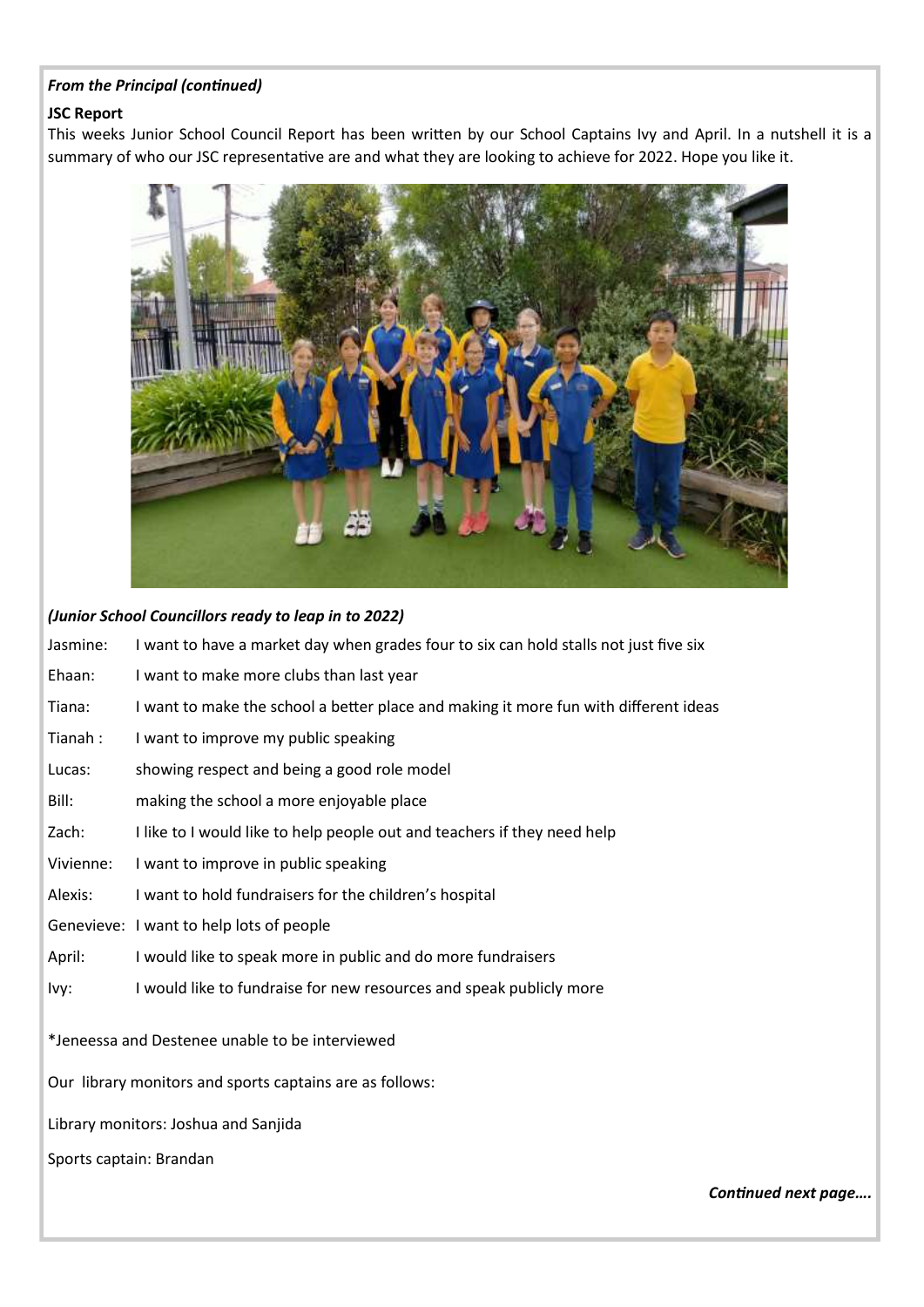***From the Principal (continued)***

**JSC Report**

This weeks Junior School Council Report has been written by our School Captains Ivy and April. In a nutshell it is a summary of who our JSC representative are and what they are looking to achieve for 2022. Hope you like it.

***(Junior School Councillors ready to leap in to 2022)***

Jasmine: I want to have a market day when grades four to six can hold stalls not just five six

Ehaan: I want to make more clubs than last year

Tiana: I want to make the school a better place and making it more fun with different ideas

Tianah : I want to improve my public speaking

Lucas: showing respect and being a good role model

Bill: making the school a more enjoyable place

Zach: I like to I would like to help people out and teachers if they need help

Vivienne: I want to improve in public speaking

Alexis: I want to hold fundraisers for the children's hospital

Genevieve: I want to help lots of people

April: I would like to speak more in public and do more fundraisers

Ivy: I would like to fundraise for new resources and speak publicly more

*Jeneessa and Destenee unable to be interviewed

Our library monitors and sports captains are as follows:

Library monitors: Joshua and Sanjida

Sports captain: Brandan

***Continued next page….***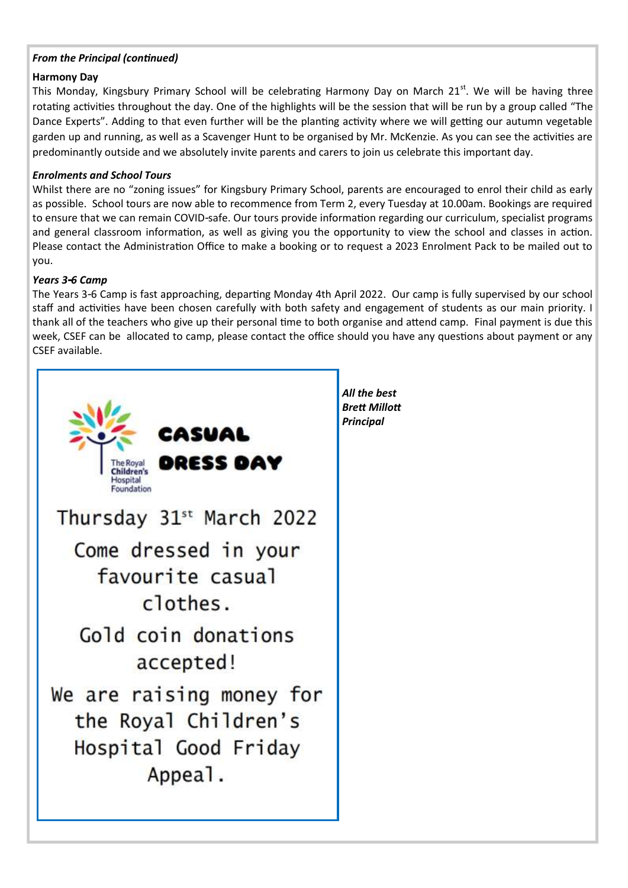*From the Principal (continued)*

**Harmony Day**

This Monday, Kingsbury Primary School will be celebrating Harmony Day on March 21st. We will be having three rotating activities throughout the day. One of the highlights will be the session that will be run by a group called "The Dance Experts". Adding to that even further will be the planting activity where we will getting our autumn vegetable garden up and running, as well as a Scavenger Hunt to be organised by Mr. McKenzie. As you can see the activities are predominantly outside and we absolutely invite parents and carers to join us celebrate this important day.

***Enrolments and School Tours***

Whilst there are no "zoning issues" for Kingsbury Primary School, parents are encouraged to enrol their child as early as possible. School tours are now able to recommence from Term 2, every Tuesday at 10.00am. Bookings are required to ensure that we can remain COVID-safe. Our tours provide information regarding our curriculum, specialist programs and general classroom information, as well as giving you the opportunity to view the school and classes in action. Please contact the Administration Office to make a booking or to request a 2023 Enrolment Pack to be mailed out to you.

***Years 3-6 Camp***

The Years 3-6 Camp is fast approaching, departing Monday 4th April 2022. Our camp is fully supervised by our school staff and activities have been chosen carefully with both safety and engagement of students as our main priority. I thank all of the teachers who give up their personal time to both organise and attend camp. Final payment is due this week, CSEF can be allocated to camp, please contact the office should you have any questions about payment or any CSEF available.

The Royal Children's Hospital Foundation

**CASUAL DRESS DAY**

Thursday 31st March 2022

Come dressed in your favourite casual clothes.

Gold coin donations accepted!

We are raising money for the Royal Children's Hospital Good Friday Appeal.

***All the best***
***Brett Millott***
***Principal***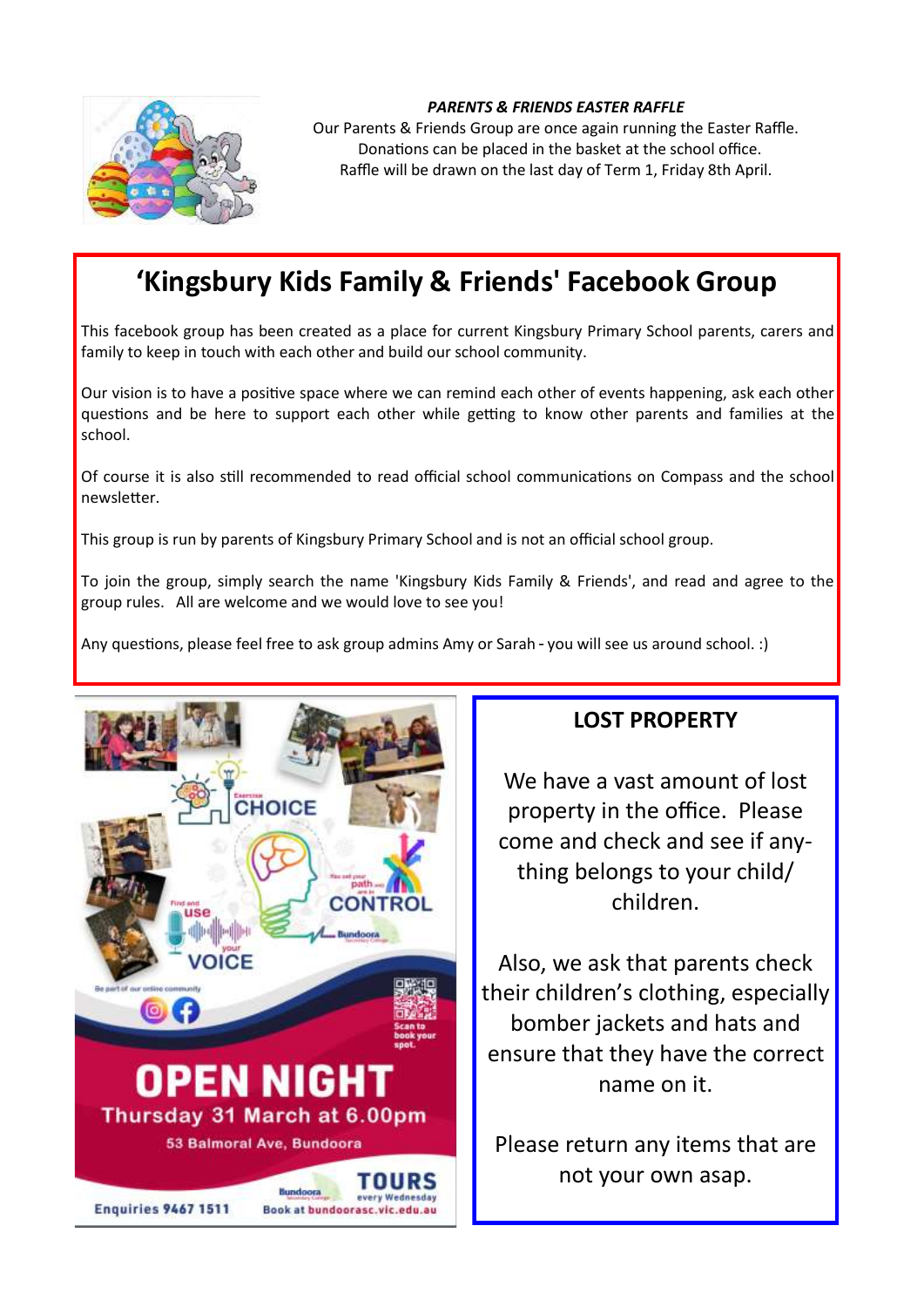***PARENTS & FRIENDS EASTER RAFFLE***

Our Parents & Friends Group are once again running the Easter Raffle.
Donations can be placed in the basket at the school office.
Raffle will be drawn on the last day of Term 1, Friday 8th April.

# 'Kingsbury Kids Family & Friends' Facebook Group

This facebook group has been created as a place for current Kingsbury Primary School parents, carers and family to keep in touch with each other and build our school community.

Our vision is to have a positive space where we can remind each other of events happening, ask each other questions and be here to support each other while getting to know other parents and families at the school.

Of course it is also still recommended to read official school communications on Compass and the school newsletter.

This group is run by parents of Kingsbury Primary School and is not an official school group.

To join the group, simply search the name 'Kingsbury Kids Family & Friends', and read and agree to the group rules. All are welcome and we would love to see you!

Any questions, please feel free to ask group admins Amy or Sarah - you will see us around school. :)

Exercise CHOICE

You set your path and are in CONTROL

Find and use your VOICE

Bundoora Secondary College

Be part of our online community

Scan to book your spot.

**OPEN NIGHT**

**Thursday 31 March at 6.00pm**

53 Balmoral Ave, Bundoora

**TOURS** every Wednesday

Enquiries 9467 1511

Book at bundoorasc.vic.edu.au

## LOST PROPERTY

We have a vast amount of lost property in the office. Please come and check and see if anything belongs to your child/ children.

Also, we ask that parents check their children's clothing, especially bomber jackets and hats and ensure that they have the correct name on it.

Please return any items that are not your own asap.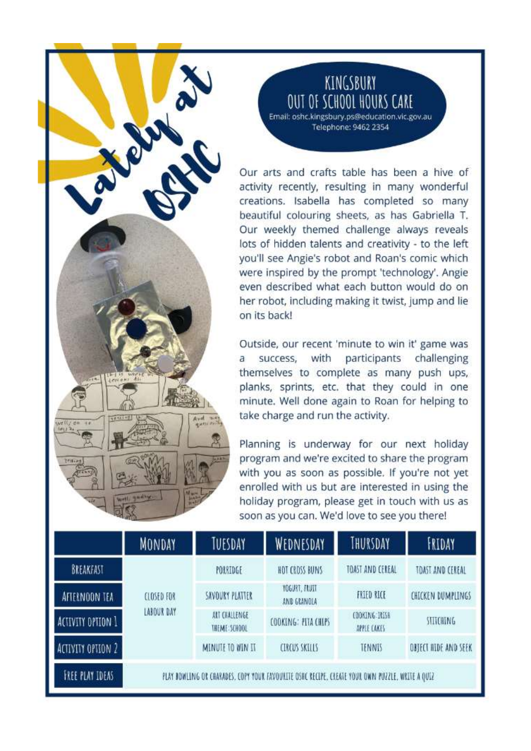# Lately at OSHC

## KINGSBURY OUT OF SCHOOL HOURS CARE

Email: oshc.kingsbury.ps@education.vic.gov.au
Telephone: 9462 2354

Our arts and crafts table has been a hive of activity recently, resulting in many wonderful creations. Isabella has completed so many beautiful colouring sheets, as has Gabriella T. Our weekly themed challenge always reveals lots of hidden talents and creativity - to the left you'll see Angie's robot and Roan's comic which were inspired by the prompt 'technology'. Angie even described what each button would do on her robot, including making it twist, jump and lie on its back!

Outside, our recent 'minute to win it' game was a success, with participants challenging themselves to complete as many push ups, planks, sprints, etc. that they could in one minute. Well done again to Roan for helping to take charge and run the activity.

Planning is underway for our next holiday program and we're excited to share the program with you as soon as possible. If you're not yet enrolled with us but are interested in using the holiday program, please get in touch with us as soon as you can. We'd love to see you there!

| | MONDAY | TUESDAY | WEDNESDAY | THURSDAY | FRIDAY |
|---|---|---|---|---|---|
| BREAKFAST | CLOSED FOR LABOUR DAY | PORRIDGE | HOT CROSS BUNS | TOAST AND CEREAL | TOAST AND CEREAL |
| AFTERNOON TEA | | SAVOURY PLATTER | YOGURT, FRUIT AND GRANOLA | FRIED RICE | CHICKEN DUMPLINGS |
| ACTIVITY OPTION 1 | | ART CHALLENGE THEME: SCHOOL | COOKING: PITA CHIPS | COOKING: IRISH APPLE CAKES | STITCHING |
| ACTIVITY OPTION 2 | | MINUTE TO WIN IT | CIRCUS SKILLS | TENNIS | OBJECT HIDE AND SEEK |
| FREE PLAY IDEAS | PLAY BOWLING OR CHARADES, COPY YOUR FAVOURITE OSHC RECIPE, CREATE YOUR OWN PUZZLE, WRITE A QUIZ | | | | |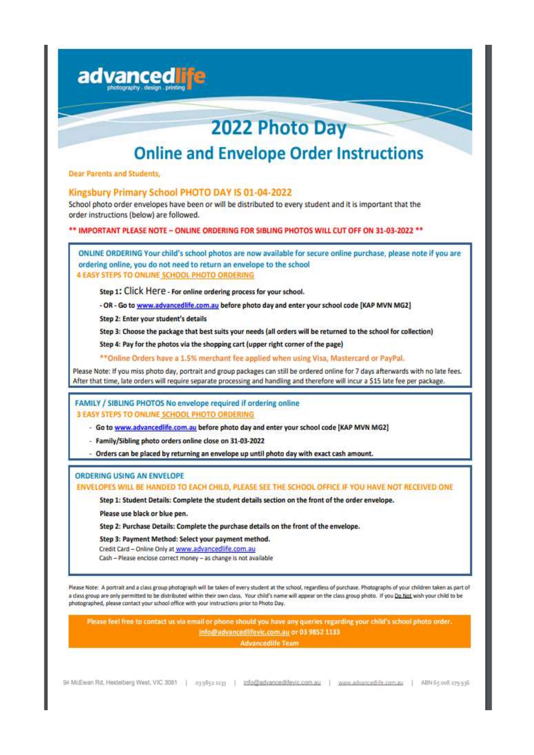advancedlife
photography . design . printing

# 2022 Photo Day

## Online and Envelope Order Instructions

Dear Parents and Students,

### Kingsbury Primary School PHOTO DAY IS 01-04-2022

School photo order envelopes have been or will be distributed to every student and it is important that the order instructions (below) are followed.

**** IMPORTANT PLEASE NOTE – ONLINE ORDERING FOR SIBLING PHOTOS WILL CUT OFF ON 31-03-2022 ****

**ONLINE ORDERING Your child's school photos are now available for secure online purchase, please note if you are ordering online, you do not need to return an envelope to the school**

**4 EASY STEPS TO ONLINE SCHOOL PHOTO ORDERING**

**Step 1:** Click Here - **For online ordering process for your school.**

**- OR - Go to www.advancedlife.com.au before photo day and enter your school code [KAP MVN MG2]**

**Step 2: Enter your student's details**

**Step 3: Choose the package that best suits your needs (all orders will be returned to the school for collection)**

**Step 4: Pay for the photos via the shopping cart (upper right corner of the page)**

**Online Orders have a 1.5% merchant fee applied when using Visa, Mastercard or PayPal.

Please Note: If you miss photo day, portrait and group packages can still be ordered online for 7 days afterwards with no late fees. After that time, late orders will require separate processing and handling and therefore will incur a $15 late fee per package.

**FAMILY / SIBLING PHOTOS No envelope required if ordering online**

**3 EASY STEPS TO ONLINE SCHOOL PHOTO ORDERING**

- **Go to www.advancedlife.com.au before photo day and enter your school code [KAP MVN MG2]**
- **Family/Sibling photo orders online close on 31-03-2022**
- **Orders can be placed by returning an envelope up until photo day with exact cash amount.**

**ORDERING USING AN ENVELOPE**

**ENVELOPES WILL BE HANDED TO EACH CHILD, PLEASE SEE THE SCHOOL OFFICE IF YOU HAVE NOT RECEIVED ONE**

**Step 1: Student Details: Complete the student details section on the front of the order envelope.**

**Please use black or blue pen.**

**Step 2: Purchase Details: Complete the purchase details on the front of the envelope.**

**Step 3: Payment Method: Select your payment method.**

Credit Card – Online Only at www.advancedlife.com.au

Cash – Please enclose correct money – as change is not available

Please Note: A portrait and a class group photograph will be taken of every student at the school, regardless of purchase. Photographs of your children taken as part of a class group are only permitted to be distributed within their own class. Your child's name will appear on the class group photo. If you Do Not wish your child to be photographed, please contact your school office with your instructions prior to Photo Day.

**Please feel free to contact us via email or phone should you have any queries regarding your child's school photo order.**
**info@advancedlifevic.com.au or 03 9852 1133**
**Advancedlife Team**

94 McEwan Rd, Heidelberg West, VIC 3081 | 03 9852 1133 | info@advancedlifevic.com.au | www.advancedlife.com.au | ABN 65 008 279 936